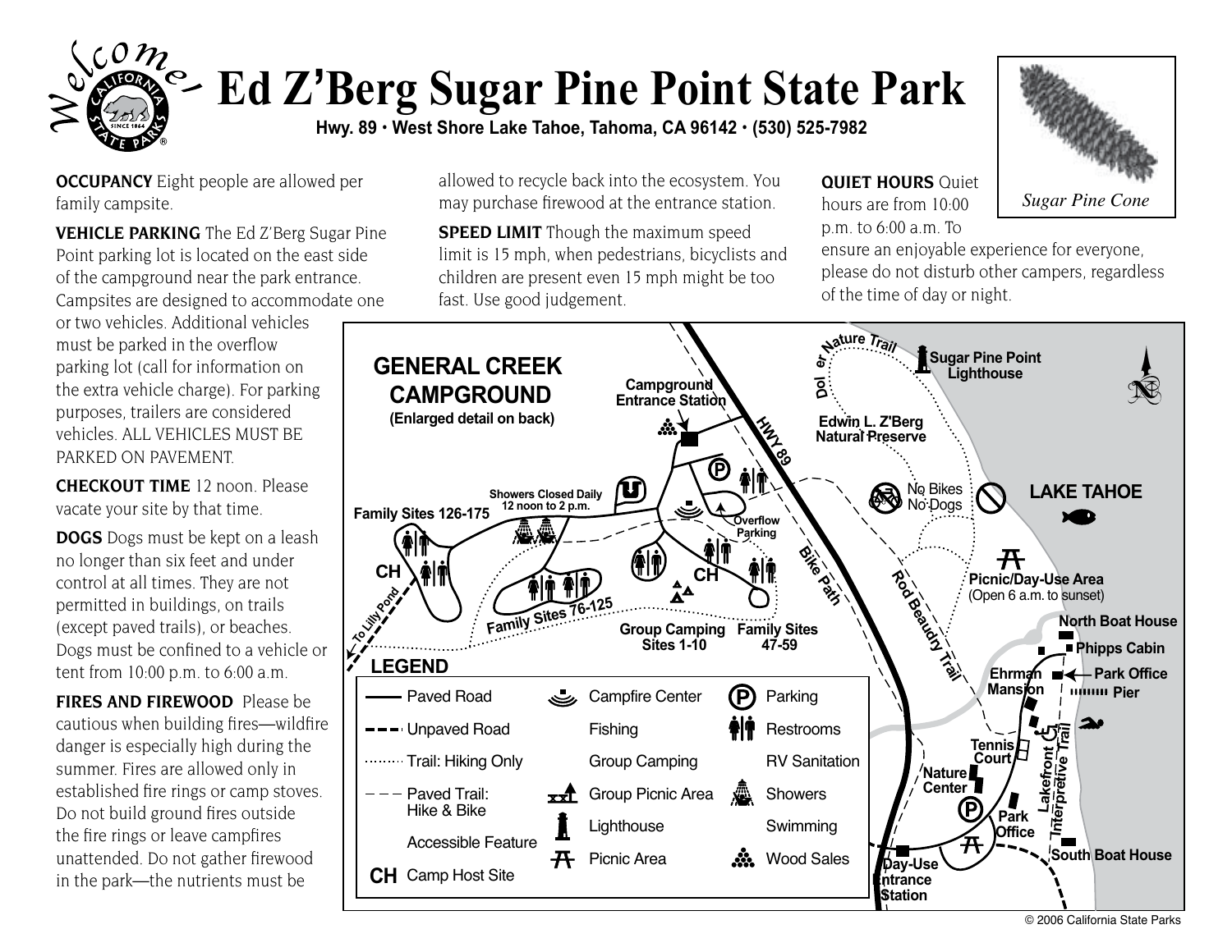# Ed Z'Berg Sugar Pine Point State Park

**Hwy. 89 • West Shore Lake Tahoe, Tahoma, CA 96142 • (530) 525-7982**

*Sugar Pine Cone*

**OCCUPANCY** Eight people are allowed per family campsite.

**VEHICLE PARKING** The Ed Z'Berg Sugar Pine Point parking lot is located on the east side of the campground near the park entrance. Campsites are designed to accommodate one or two vehicles. Additional vehicles must be parked in the overflow parking lot (call for information on the extra vehicle charge). For parking purposes, trailers are considered vehicles. ALL VEHICLES MUST BE PARKED ON PAVEMENT.

**CHECKOUT TIME** 12 noon. Please vacate your site by that time.

**DOGS** Dogs must be kept on a leash no longer than six feet and under control at all times. They are not permitted in buildings, on trails (except paved trails), or beaches. Dogs must be confined to a vehicle or tent from 10:00 p.m. to 6:00 a.m.

**FIRES AND FIREWOOD** Please be cautious when building fires—wildfire danger is especially high during the summer. Fires are allowed only in established fire rings or camp stoves. Do not build ground fires outside the fire rings or leave campfires unattended. Do not gather firewood in the park—the nutrients must be allowed to recycle back into the ecosystem. You may purchase firewood at the entrance station.

**SPEED LIMIT** Though the maximum speed limit is 15 mph, when pedestrians, bicyclists and children are present even 15 mph might be too fast. Use good judgement.

**QUIET HOURS** Quiet hours are from 10:00 p.m. to 6:00 a.m. To ensure an enjoyable experience for everyone, please do not disturb other campers, regardless of the time of day or night.

## GENERAL CREEK CAMPGROUND
(Enlarged detail on back)

Map labels: Campground Entrance Station; HWY 89; Showers Closed Daily 12 noon to 2 p.m.; Family Sites 126-175; CH; Overflow Parking; To Lilly Pond; Family Sites 76-125; Group Camping Sites 1-10; Family Sites 47-59; Bike Path; Rod Beaudry Trail; Dolder Nature Trail; Sugar Pine Point Lighthouse; Edwin L. Z'Berg Natural Preserve; No Bikes No Dogs; LAKE TAHOE; Picnic/Day-Use Area (Open 6 a.m. to sunset); North Boat House; Phipps Cabin; Ehrman Mansion; Park Office; Pier; Tennis Court; Nature Center; Lakefront Interpretive Trail; Park Office; South Boat House; Day-Use Entrance Station

**LEGEND**

| | | |
|---|---|---|
| Paved Road | Campfire Center | Parking |
| Unpaved Road | Fishing | Restrooms |
| Trail: Hiking Only | Group Camping | RV Sanitation |
| Paved Trail: Hike & Bike | Group Picnic Area | Showers |
| Accessible Feature | Lighthouse | Swimming |
| CH Camp Host Site | Picnic Area | Wood Sales |

© 2006 California State Parks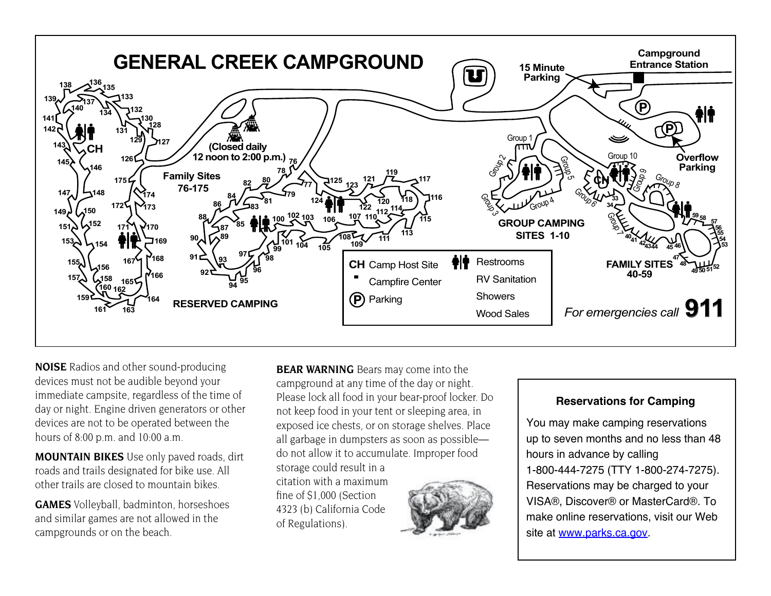# GENERAL CREEK CAMPGROUND

Campground Entrance Station

15 Minute Parking

Overflow Parking

(Closed daily 12 noon to 2:00 p.m.)

Family Sites 76-175

RESERVED CAMPING

GROUP CAMPING SITES 1-10

FAMILY SITES 40-59

CH Camp Host Site
Campfire Center
Parking
Restrooms
RV Sanitation
Showers
Wood Sales

*For emergencies call* **911**

**NOISE** Radios and other sound-producing devices must not be audible beyond your immediate campsite, regardless of the time of day or night. Engine driven generators or other devices are not to be operated between the hours of 8:00 p.m. and 10:00 a.m.

**MOUNTAIN BIKES** Use only paved roads, dirt roads and trails designated for bike use. All other trails are closed to mountain bikes.

**GAMES** Volleyball, badminton, horseshoes and similar games are not allowed in the campgrounds or on the beach.

**BEAR WARNING** Bears may come into the campground at any time of the day or night. Please lock all food in your bear-proof locker. Do not keep food in your tent or sleeping area, in exposed ice chests, or on storage shelves. Place all garbage in dumpsters as soon as possible—do not allow it to accumulate. Improper food storage could result in a citation with a maximum fine of $1,000 (Section 4323 (b) California Code of Regulations).

### Reservations for Camping

You may make camping reservations up to seven months and no less than 48 hours in advance by calling 1-800-444-7275 (TTY 1-800-274-7275). Reservations may be charged to your VISA®, Discover® or MasterCard®. To make online reservations, visit our Web site at www.parks.ca.gov.